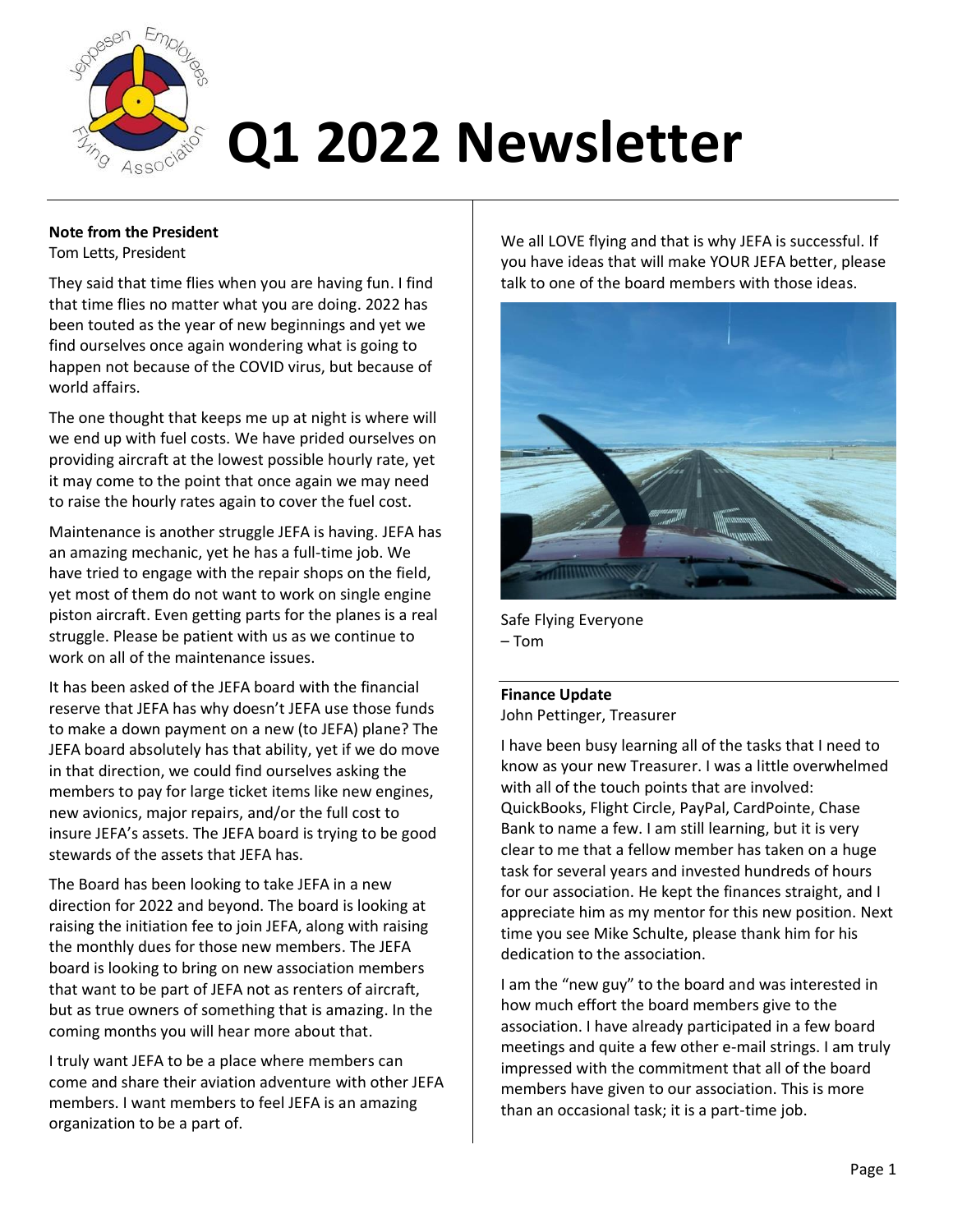# Q1 2022 Newsletter

## Note from the President

Tom Letts, President

They said that time flies when you are having fun. I find that time flies no matter what you are doing. 2022 has been touted as the year of new beginnings and yet we find ourselves once again wondering what is going to happen not because of the COVID virus, but because of world affairs.

The one thought that keeps me up at night is where will we end up with fuel costs. We have prided ourselves on providing aircraft at the lowest possible hourly rate, yet it may come to the point that once again we may need to raise the hourly rates again to cover the fuel cost.

Maintenance is another struggle JEFA is having. JEFA has an amazing mechanic, yet he has a full-time job. We have tried to engage with the repair shops on the field, yet most of them do not want to work on single engine piston aircraft. Even getting parts for the planes is a real struggle. Please be patient with us as we continue to work on all of the maintenance issues.

It has been asked of the JEFA board with the financial reserve that JEFA has why doesn't JEFA use those funds to make a down payment on a new (to JEFA) plane? The JEFA board absolutely has that ability, yet if we do move in that direction, we could find ourselves asking the members to pay for large ticket items like new engines, new avionics, major repairs, and/or the full cost to insure JEFA's assets. The JEFA board is trying to be good stewards of the assets that JEFA has.

The Board has been looking to take JEFA in a new direction for 2022 and beyond. The board is looking at raising the initiation fee to join JEFA, along with raising the monthly dues for those new members. The JEFA board is looking to bring on new association members that want to be part of JEFA not as renters of aircraft, but as true owners of something that is amazing. In the coming months you will hear more about that.

I truly want JEFA to be a place where members can come and share their aviation adventure with other JEFA members. I want members to feel JEFA is an amazing organization to be a part of.

We all LOVE flying and that is why JEFA is successful. If you have ideas that will make YOUR JEFA better, please talk to one of the board members with those ideas.

Safe Flying Everyone
– Tom

## Finance Update

John Pettinger, Treasurer

I have been busy learning all of the tasks that I need to know as your new Treasurer. I was a little overwhelmed with all of the touch points that are involved: QuickBooks, Flight Circle, PayPal, CardPointe, Chase Bank to name a few. I am still learning, but it is very clear to me that a fellow member has taken on a huge task for several years and invested hundreds of hours for our association. He kept the finances straight, and I appreciate him as my mentor for this new position. Next time you see Mike Schulte, please thank him for his dedication to the association.

I am the "new guy" to the board and was interested in how much effort the board members give to the association. I have already participated in a few board meetings and quite a few other e-mail strings. I am truly impressed with the commitment that all of the board members have given to our association. This is more than an occasional task; it is a part-time job.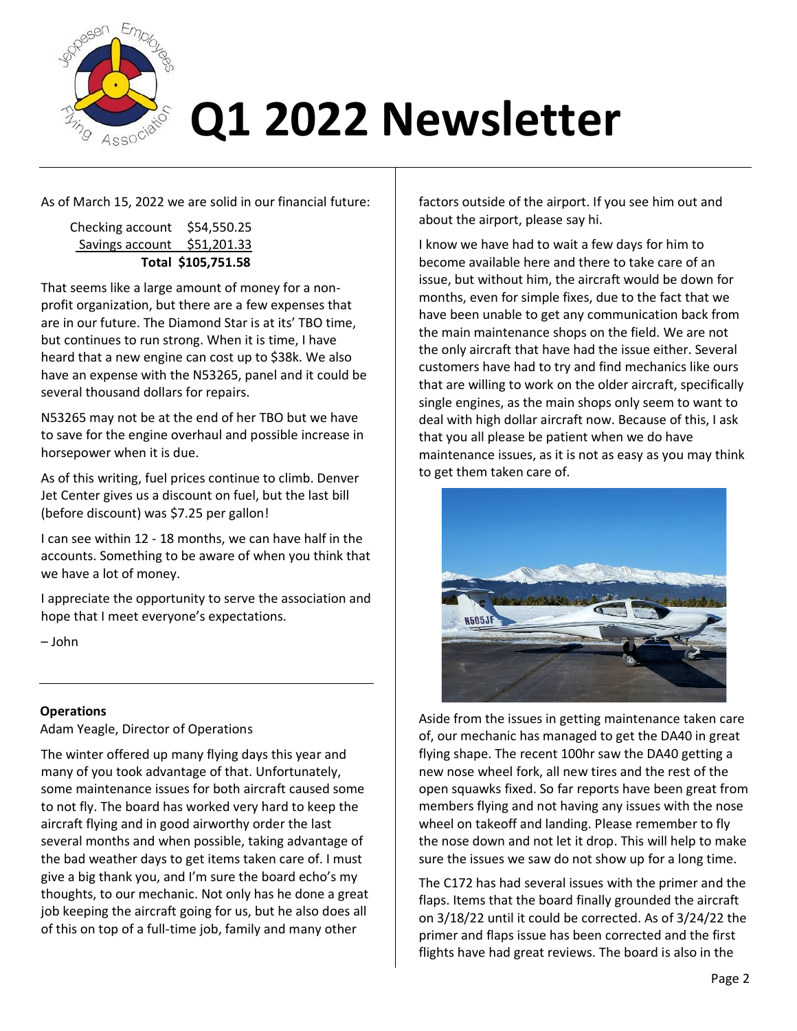# Q1 2022 Newsletter

As of March 15, 2022 we are solid in our financial future:

| | |
|---|---|
| Checking account | $54,550.25 |
| Savings account | $51,201.33 |
| **Total** | **$105,751.58** |

That seems like a large amount of money for a non-profit organization, but there are a few expenses that are in our future. The Diamond Star is at its' TBO time, but continues to run strong. When it is time, I have heard that a new engine can cost up to $38k. We also have an expense with the N53265, panel and it could be several thousand dollars for repairs.

N53265 may not be at the end of her TBO but we have to save for the engine overhaul and possible increase in horsepower when it is due.

As of this writing, fuel prices continue to climb. Denver Jet Center gives us a discount on fuel, but the last bill (before discount) was $7.25 per gallon!

I can see within 12 - 18 months, we can have half in the accounts. Something to be aware of when you think that we have a lot of money.

I appreciate the opportunity to serve the association and hope that I meet everyone's expectations.

– John

---

#### Operations

Adam Yeagle, Director of Operations

The winter offered up many flying days this year and many of you took advantage of that. Unfortunately, some maintenance issues for both aircraft caused some to not fly. The board has worked very hard to keep the aircraft flying and in good airworthy order the last several months and when possible, taking advantage of the bad weather days to get items taken care of. I must give a big thank you, and I'm sure the board echo's my thoughts, to our mechanic. Not only has he done a great job keeping the aircraft going for us, but he also does all of this on top of a full-time job, family and many other factors outside of the airport. If you see him out and about the airport, please say hi.

I know we have had to wait a few days for him to become available here and there to take care of an issue, but without him, the aircraft would be down for months, even for simple fixes, due to the fact that we have been unable to get any communication back from the main maintenance shops on the field. We are not the only aircraft that have had the issue either. Several customers have had to try and find mechanics like ours that are willing to work on the older aircraft, specifically single engines, as the main shops only seem to want to deal with high dollar aircraft now. Because of this, I ask that you all please be patient when we do have maintenance issues, as it is not as easy as you may think to get them taken care of.

Aside from the issues in getting maintenance taken care of, our mechanic has managed to get the DA40 in great flying shape. The recent 100hr saw the DA40 getting a new nose wheel fork, all new tires and the rest of the open squawks fixed. So far reports have been great from members flying and not having any issues with the nose wheel on takeoff and landing. Please remember to fly the nose down and not let it drop. This will help to make sure the issues we saw do not show up for a long time.

The C172 has had several issues with the primer and the flaps. Items that the board finally grounded the aircraft on 3/18/22 until it could be corrected. As of 3/24/22 the primer and flaps issue has been corrected and the first flights have had great reviews. The board is also in the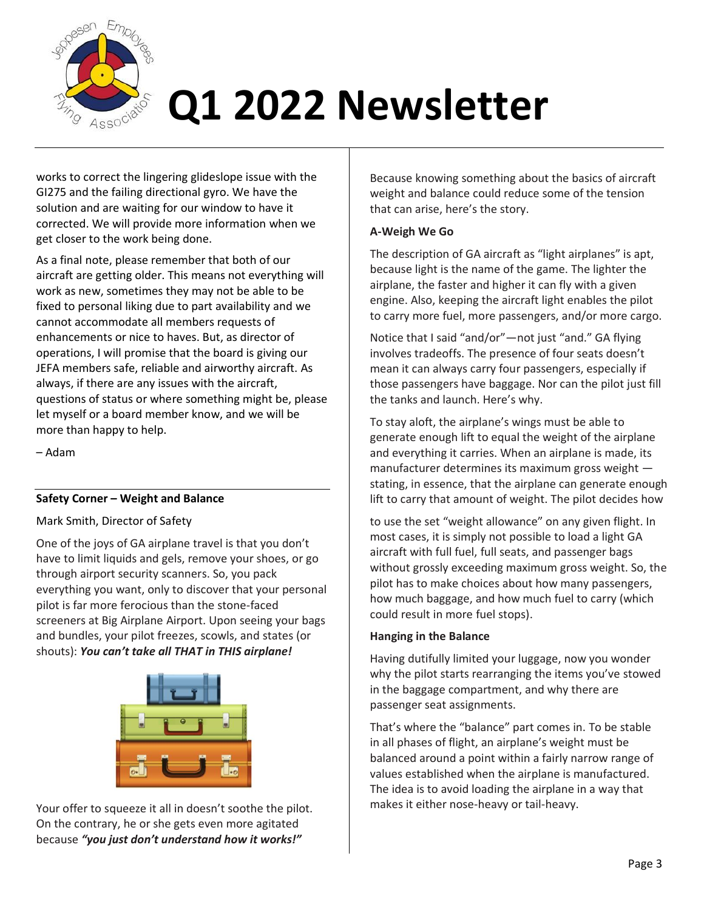works to correct the lingering glideslope issue with the GI275 and the failing directional gyro. We have the solution and are waiting for our window to have it corrected. We will provide more information when we get closer to the work being done.

As a final note, please remember that both of our aircraft are getting older. This means not everything will work as new, sometimes they may not be able to be fixed to personal liking due to part availability and we cannot accommodate all members requests of enhancements or nice to haves. But, as director of operations, I will promise that the board is giving our JEFA members safe, reliable and airworthy aircraft. As always, if there are any issues with the aircraft, questions of status or where something might be, please let myself or a board member know, and we will be more than happy to help.

– Adam

## Safety Corner – Weight and Balance

Mark Smith, Director of Safety

One of the joys of GA airplane travel is that you don't have to limit liquids and gels, remove your shoes, or go through airport security scanners. So, you pack everything you want, only to discover that your personal pilot is far more ferocious than the stone-faced screeners at Big Airplane Airport. Upon seeing your bags and bundles, your pilot freezes, scowls, and states (or shouts): ***You can't take all THAT in THIS airplane!***

Your offer to squeeze it all in doesn't soothe the pilot. On the contrary, he or she gets even more agitated because ***"you just don't understand how it works!"***

Because knowing something about the basics of aircraft weight and balance could reduce some of the tension that can arise, here's the story.

### A-Weigh We Go

The description of GA aircraft as "light airplanes" is apt, because light is the name of the game. The lighter the airplane, the faster and higher it can fly with a given engine. Also, keeping the aircraft light enables the pilot to carry more fuel, more passengers, and/or more cargo.

Notice that I said "and/or"—not just "and." GA flying involves tradeoffs. The presence of four seats doesn't mean it can always carry four passengers, especially if those passengers have baggage. Nor can the pilot just fill the tanks and launch. Here's why.

To stay aloft, the airplane's wings must be able to generate enough lift to equal the weight of the airplane and everything it carries. When an airplane is made, its manufacturer determines its maximum gross weight — stating, in essence, that the airplane can generate enough lift to carry that amount of weight. The pilot decides how to use the set "weight allowance" on any given flight. In most cases, it is simply not possible to load a light GA aircraft with full fuel, full seats, and passenger bags without grossly exceeding maximum gross weight. So, the pilot has to make choices about how many passengers, how much baggage, and how much fuel to carry (which could result in more fuel stops).

### Hanging in the Balance

Having dutifully limited your luggage, now you wonder why the pilot starts rearranging the items you've stowed in the baggage compartment, and why there are passenger seat assignments.

That's where the "balance" part comes in. To be stable in all phases of flight, an airplane's weight must be balanced around a point within a fairly narrow range of values established when the airplane is manufactured. The idea is to avoid loading the airplane in a way that makes it either nose-heavy or tail-heavy.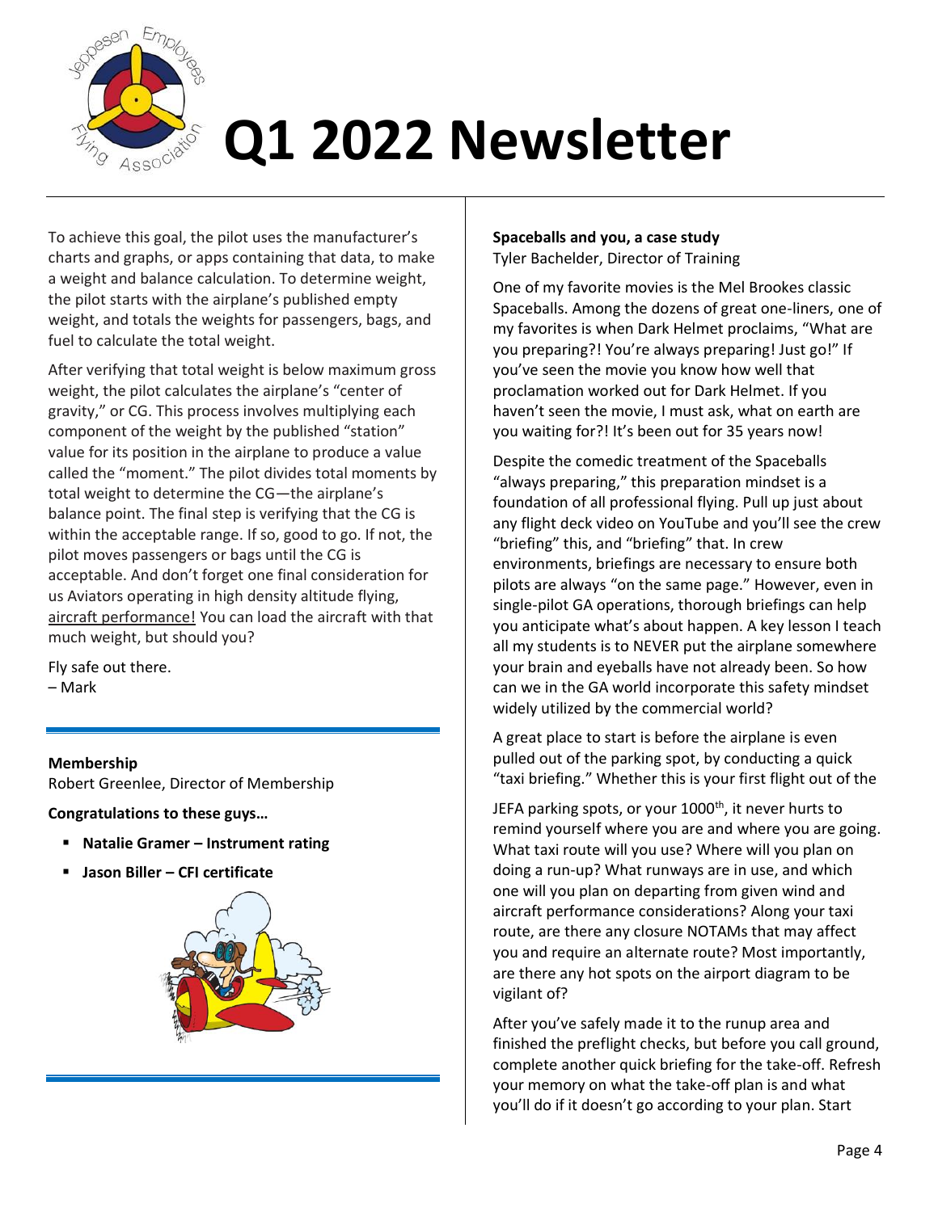# Q1 2022 Newsletter

To achieve this goal, the pilot uses the manufacturer's charts and graphs, or apps containing that data, to make a weight and balance calculation. To determine weight, the pilot starts with the airplane's published empty weight, and totals the weights for passengers, bags, and fuel to calculate the total weight.

After verifying that total weight is below maximum gross weight, the pilot calculates the airplane's "center of gravity," or CG. This process involves multiplying each component of the weight by the published "station" value for its position in the airplane to produce a value called the "moment." The pilot divides total moments by total weight to determine the CG—the airplane's balance point. The final step is verifying that the CG is within the acceptable range. If so, good to go. If not, the pilot moves passengers or bags until the CG is acceptable. And don't forget one final consideration for us Aviators operating in high density altitude flying, aircraft performance! You can load the aircraft with that much weight, but should you?

Fly safe out there.
– Mark

**Membership**
Robert Greenlee, Director of Membership

**Congratulations to these guys…**

- **Natalie Gramer – Instrument rating**
- **Jason Biller – CFI certificate**

**Spaceballs and you, a case study**
Tyler Bachelder, Director of Training

One of my favorite movies is the Mel Brookes classic Spaceballs. Among the dozens of great one-liners, one of my favorites is when Dark Helmet proclaims, "What are you preparing?! You're always preparing! Just go!" If you've seen the movie you know how well that proclamation worked out for Dark Helmet. If you haven't seen the movie, I must ask, what on earth are you waiting for?! It's been out for 35 years now!

Despite the comedic treatment of the Spaceballs "always preparing," this preparation mindset is a foundation of all professional flying. Pull up just about any flight deck video on YouTube and you'll see the crew "briefing" this, and "briefing" that. In crew environments, briefings are necessary to ensure both pilots are always "on the same page." However, even in single-pilot GA operations, thorough briefings can help you anticipate what's about happen. A key lesson I teach all my students is to NEVER put the airplane somewhere your brain and eyeballs have not already been. So how can we in the GA world incorporate this safety mindset widely utilized by the commercial world?

A great place to start is before the airplane is even pulled out of the parking spot, by conducting a quick "taxi briefing." Whether this is your first flight out of the JEFA parking spots, or your 1000th, it never hurts to remind yourself where you are and where you are going. What taxi route will you use? Where will you plan on doing a run-up? What runways are in use, and which one will you plan on departing from given wind and aircraft performance considerations? Along your taxi route, are there any closure NOTAMs that may affect you and require an alternate route? Most importantly, are there any hot spots on the airport diagram to be vigilant of?

After you've safely made it to the runup area and finished the preflight checks, but before you call ground, complete another quick briefing for the take-off. Refresh your memory on what the take-off plan is and what you'll do if it doesn't go according to your plan. Start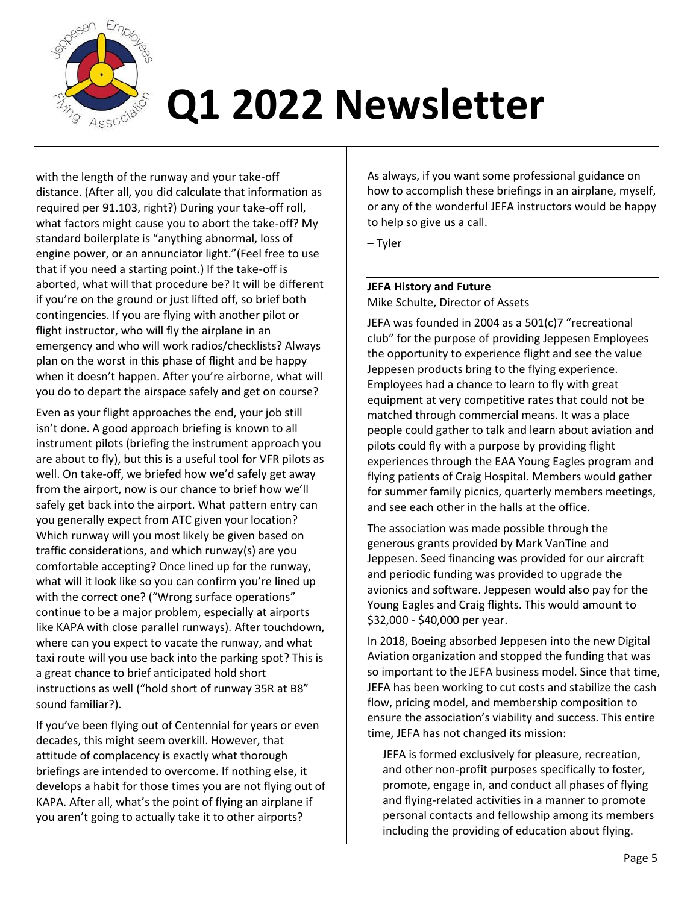with the length of the runway and your take-off distance. (After all, you did calculate that information as required per 91.103, right?) During your take-off roll, what factors might cause you to abort the take-off? My standard boilerplate is "anything abnormal, loss of engine power, or an annunciator light."(Feel free to use that if you need a starting point.) If the take-off is aborted, what will that procedure be? It will be different if you're on the ground or just lifted off, so brief both contingencies. If you are flying with another pilot or flight instructor, who will fly the airplane in an emergency and who will work radios/checklists? Always plan on the worst in this phase of flight and be happy when it doesn't happen. After you're airborne, what will you do to depart the airspace safely and get on course?

Even as your flight approaches the end, your job still isn't done. A good approach briefing is known to all instrument pilots (briefing the instrument approach you are about to fly), but this is a useful tool for VFR pilots as well. On take-off, we briefed how we'd safely get away from the airport, now is our chance to brief how we'll safely get back into the airport. What pattern entry can you generally expect from ATC given your location? Which runway will you most likely be given based on traffic considerations, and which runway(s) are you comfortable accepting? Once lined up for the runway, what will it look like so you can confirm you're lined up with the correct one? ("Wrong surface operations" continue to be a major problem, especially at airports like KAPA with close parallel runways). After touchdown, where can you expect to vacate the runway, and what taxi route will you use back into the parking spot? This is a great chance to brief anticipated hold short instructions as well ("hold short of runway 35R at B8" sound familiar?).

If you've been flying out of Centennial for years or even decades, this might seem overkill. However, that attitude of complacency is exactly what thorough briefings are intended to overcome. If nothing else, it develops a habit for those times you are not flying out of KAPA. After all, what's the point of flying an airplane if you aren't going to actually take it to other airports?

As always, if you want some professional guidance on how to accomplish these briefings in an airplane, myself, or any of the wonderful JEFA instructors would be happy to help so give us a call.

– Tyler

### JEFA History and Future

Mike Schulte, Director of Assets

JEFA was founded in 2004 as a 501(c)7 "recreational club" for the purpose of providing Jeppesen Employees the opportunity to experience flight and see the value Jeppesen products bring to the flying experience. Employees had a chance to learn to fly with great equipment at very competitive rates that could not be matched through commercial means. It was a place people could gather to talk and learn about aviation and pilots could fly with a purpose by providing flight experiences through the EAA Young Eagles program and flying patients of Craig Hospital. Members would gather for summer family picnics, quarterly members meetings, and see each other in the halls at the office.

The association was made possible through the generous grants provided by Mark VanTine and Jeppesen. Seed financing was provided for our aircraft and periodic funding was provided to upgrade the avionics and software. Jeppesen would also pay for the Young Eagles and Craig flights. This would amount to $32,000 - $40,000 per year.

In 2018, Boeing absorbed Jeppesen into the new Digital Aviation organization and stopped the funding that was so important to the JEFA business model. Since that time, JEFA has been working to cut costs and stabilize the cash flow, pricing model, and membership composition to ensure the association's viability and success. This entire time, JEFA has not changed its mission:

> JEFA is formed exclusively for pleasure, recreation, and other non-profit purposes specifically to foster, promote, engage in, and conduct all phases of flying and flying-related activities in a manner to promote personal contacts and fellowship among its members including the providing of education about flying.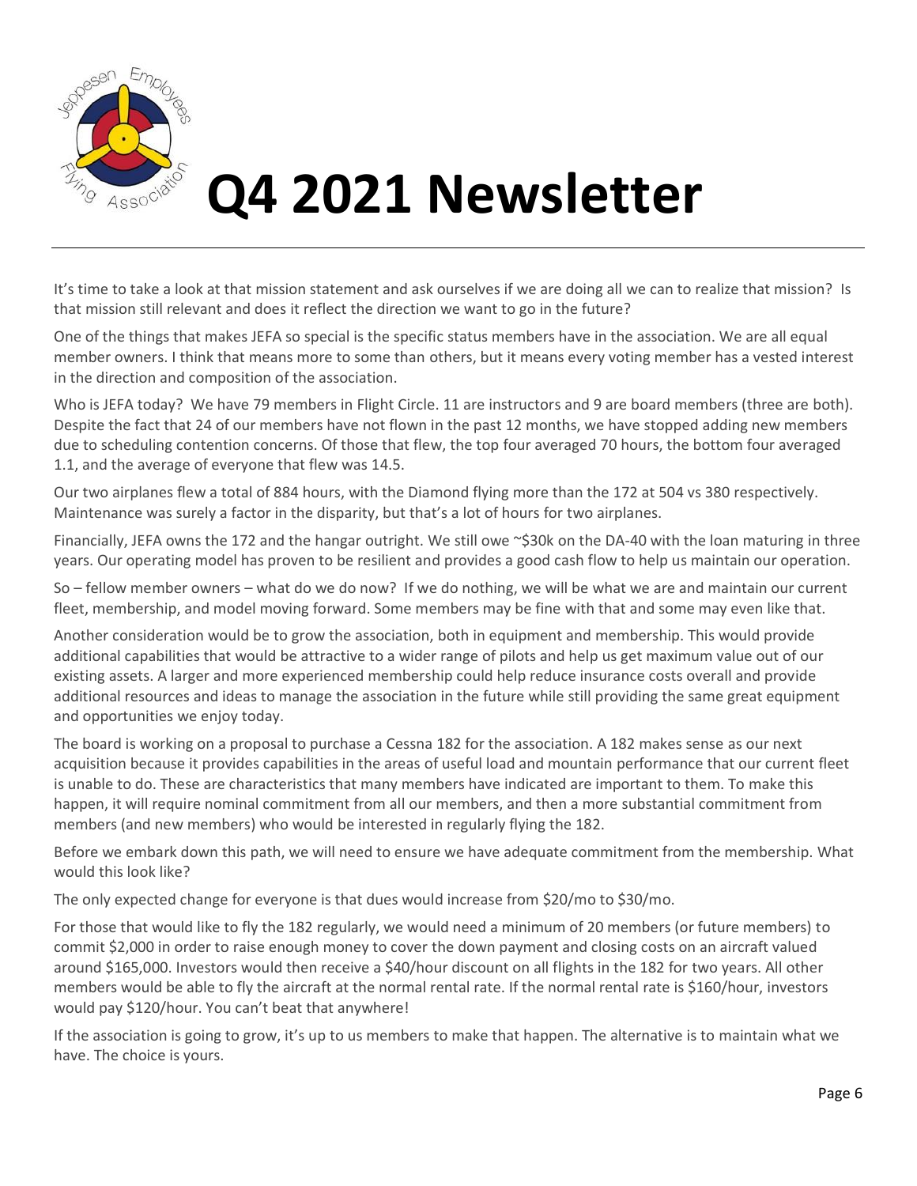# Q4 2021 Newsletter

It's time to take a look at that mission statement and ask ourselves if we are doing all we can to realize that mission? Is that mission still relevant and does it reflect the direction we want to go in the future?

One of the things that makes JEFA so special is the specific status members have in the association. We are all equal member owners. I think that means more to some than others, but it means every voting member has a vested interest in the direction and composition of the association.

Who is JEFA today? We have 79 members in Flight Circle. 11 are instructors and 9 are board members (three are both). Despite the fact that 24 of our members have not flown in the past 12 months, we have stopped adding new members due to scheduling contention concerns. Of those that flew, the top four averaged 70 hours, the bottom four averaged 1.1, and the average of everyone that flew was 14.5.

Our two airplanes flew a total of 884 hours, with the Diamond flying more than the 172 at 504 vs 380 respectively. Maintenance was surely a factor in the disparity, but that's a lot of hours for two airplanes.

Financially, JEFA owns the 172 and the hangar outright. We still owe ~$30k on the DA-40 with the loan maturing in three years. Our operating model has proven to be resilient and provides a good cash flow to help us maintain our operation.

So – fellow member owners – what do we do now? If we do nothing, we will be what we are and maintain our current fleet, membership, and model moving forward. Some members may be fine with that and some may even like that.

Another consideration would be to grow the association, both in equipment and membership. This would provide additional capabilities that would be attractive to a wider range of pilots and help us get maximum value out of our existing assets. A larger and more experienced membership could help reduce insurance costs overall and provide additional resources and ideas to manage the association in the future while still providing the same great equipment and opportunities we enjoy today.

The board is working on a proposal to purchase a Cessna 182 for the association. A 182 makes sense as our next acquisition because it provides capabilities in the areas of useful load and mountain performance that our current fleet is unable to do. These are characteristics that many members have indicated are important to them. To make this happen, it will require nominal commitment from all our members, and then a more substantial commitment from members (and new members) who would be interested in regularly flying the 182.

Before we embark down this path, we will need to ensure we have adequate commitment from the membership. What would this look like?

The only expected change for everyone is that dues would increase from $20/mo to $30/mo.

For those that would like to fly the 182 regularly, we would need a minimum of 20 members (or future members) to commit $2,000 in order to raise enough money to cover the down payment and closing costs on an aircraft valued around $165,000. Investors would then receive a $40/hour discount on all flights in the 182 for two years. All other members would be able to fly the aircraft at the normal rental rate. If the normal rental rate is $160/hour, investors would pay $120/hour. You can't beat that anywhere!

If the association is going to grow, it's up to us members to make that happen. The alternative is to maintain what we have. The choice is yours.